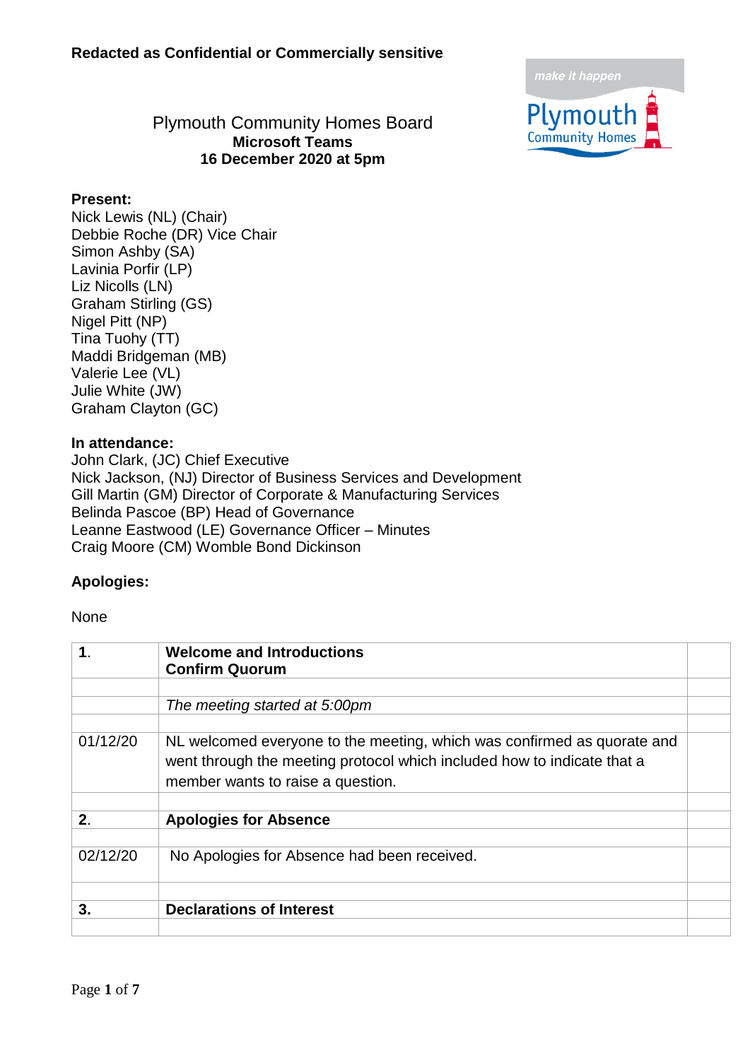**Redacted as Confidential or Commercially sensitive**

# Plymouth Community Homes Board
**Microsoft Teams**
**16 December 2020 at 5pm**

**Present:**
Nick Lewis (NL) (Chair)
Debbie Roche (DR) Vice Chair
Simon Ashby (SA)
Lavinia Porfir (LP)
Liz Nicolls (LN)
Graham Stirling (GS)
Nigel Pitt (NP)
Tina Tuohy (TT)
Maddi Bridgeman (MB)
Valerie Lee (VL)
Julie White (JW)
Graham Clayton (GC)

**In attendance:**
John Clark, (JC) Chief Executive
Nick Jackson, (NJ) Director of Business Services and Development
Gill Martin (GM) Director of Corporate & Manufacturing Services
Belinda Pascoe (BP) Head of Governance
Leanne Eastwood (LE) Governance Officer – Minutes
Craig Moore (CM) Womble Bond Dickinson

**Apologies:**

None

| | | |
|---|---|---|
| **1.** | **Welcome and Introductions**<br>**Confirm Quorum** | |
| | | |
| | *The meeting started at 5:00pm* | |
| | | |
| 01/12/20 | NL welcomed everyone to the meeting, which was confirmed as quorate and went through the meeting protocol which included how to indicate that a member wants to raise a question. | |
| | | |
| **2.** | **Apologies for Absence** | |
| | | |
| 02/12/20 | No Apologies for Absence had been received. | |
| | | |
| **3.** | **Declarations of Interest** | |
| | | |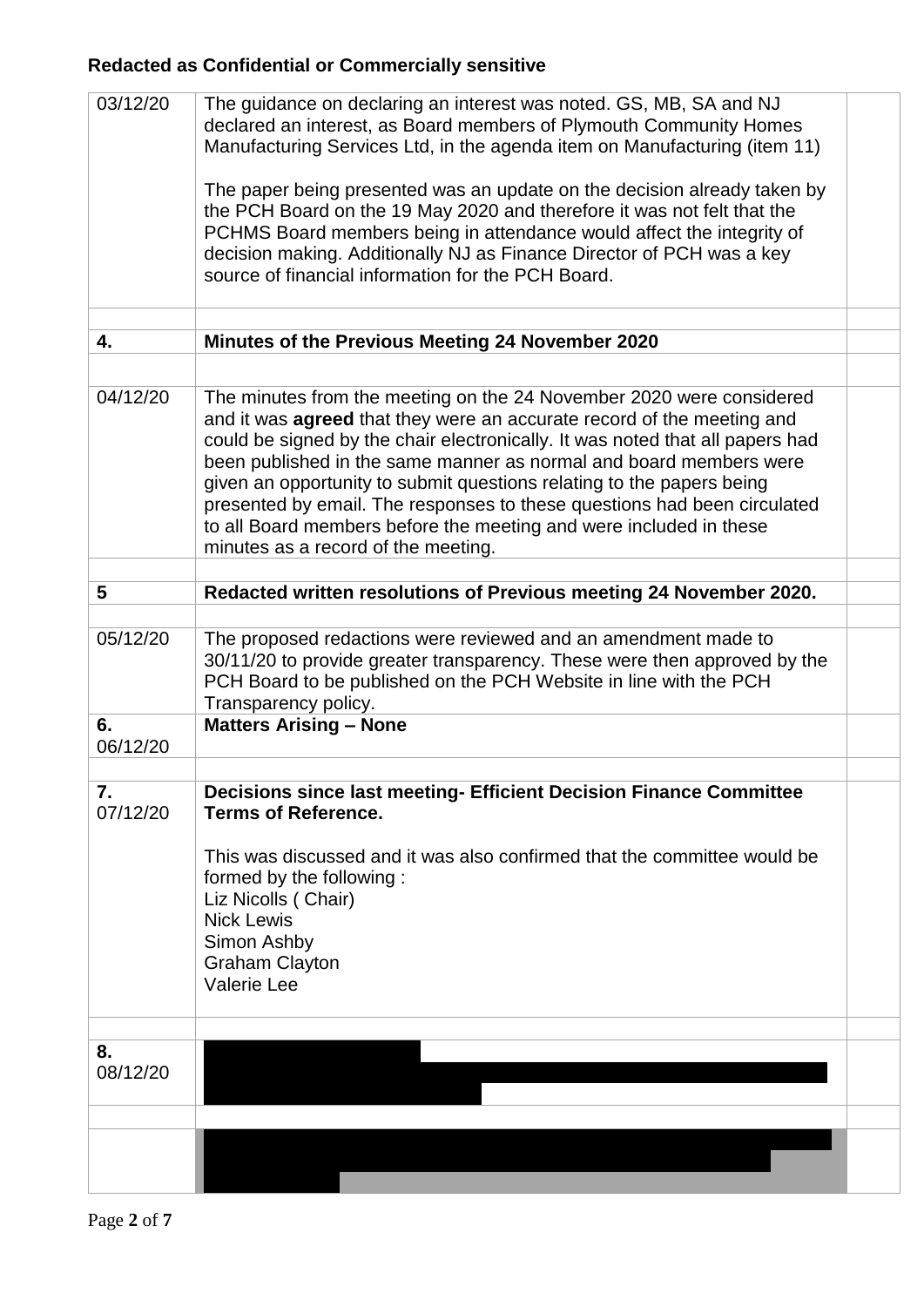**Redacted as Confidential or Commercially sensitive**

| | | |
|---|---|---|
| 03/12/20 | The guidance on declaring an interest was noted. GS, MB, SA and NJ declared an interest, as Board members of Plymouth Community Homes Manufacturing Services Ltd, in the agenda item on Manufacturing (item 11)<br><br>The paper being presented was an update on the decision already taken by the PCH Board on the 19 May 2020 and therefore it was not felt that the PCHMS Board members being in attendance would affect the integrity of decision making. Additionally NJ as Finance Director of PCH was a key source of financial information for the PCH Board. | |
| | | |
| **4.** | **Minutes of the Previous Meeting 24 November 2020** | |
| | | |
| 04/12/20 | The minutes from the meeting on the 24 November 2020 were considered and it was **agreed** that they were an accurate record of the meeting and could be signed by the chair electronically. It was noted that all papers had been published in the same manner as normal and board members were given an opportunity to submit questions relating to the papers being presented by email. The responses to these questions had been circulated to all Board members before the meeting and were included in these minutes as a record of the meeting. | |
| | | |
| **5** | **Redacted written resolutions of Previous meeting 24 November 2020.** | |
| | | |
| 05/12/20 | The proposed redactions were reviewed and an amendment made to 30/11/20 to provide greater transparency. These were then approved by the PCH Board to be published on the PCH Website in line with the PCH Transparency policy. | |
| **6.**<br>06/12/20 | **Matters Arising – None** | |
| | | |
| **7.**<br>07/12/20 | **Decisions since last meeting- Efficient Decision Finance Committee Terms of Reference.**<br><br>This was discussed and it was also confirmed that the committee would be formed by the following :<br>Liz Nicolls ( Chair)<br>Nick Lewis<br>Simon Ashby<br>Graham Clayton<br>Valerie Lee | |
| | | |
| **8.**<br>08/12/20 | [REDACTED] | |
| | | |
| | [REDACTED] | |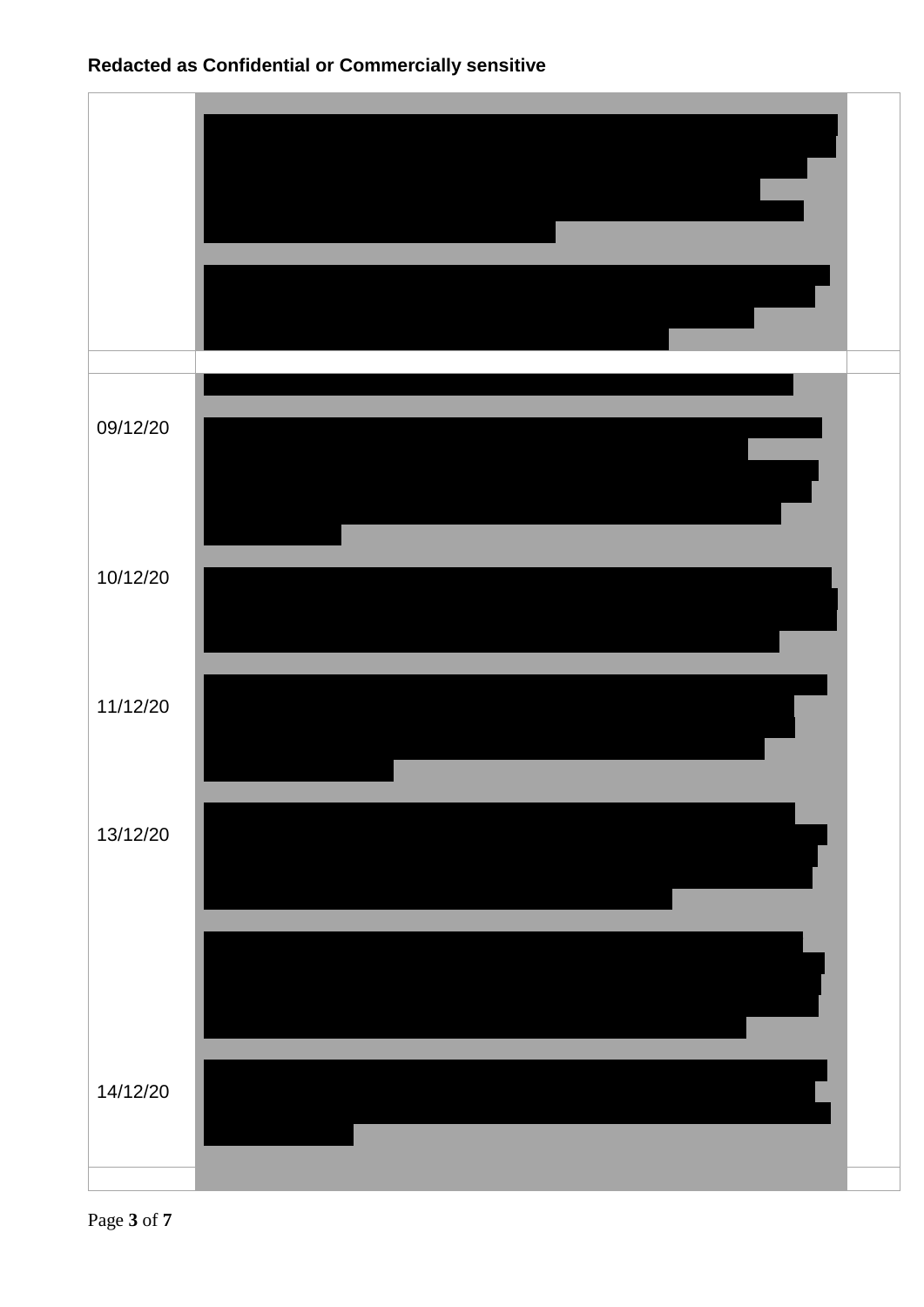**Redacted as Confidential or Commercially sensitive**

| | | |
|---|---|---|
| | | |
| | | |
| 09/12/20 | | |
| 10/12/20 | | |
| 11/12/20 | | |
| 13/12/20 | | |
| 14/12/20 | | |
| | | |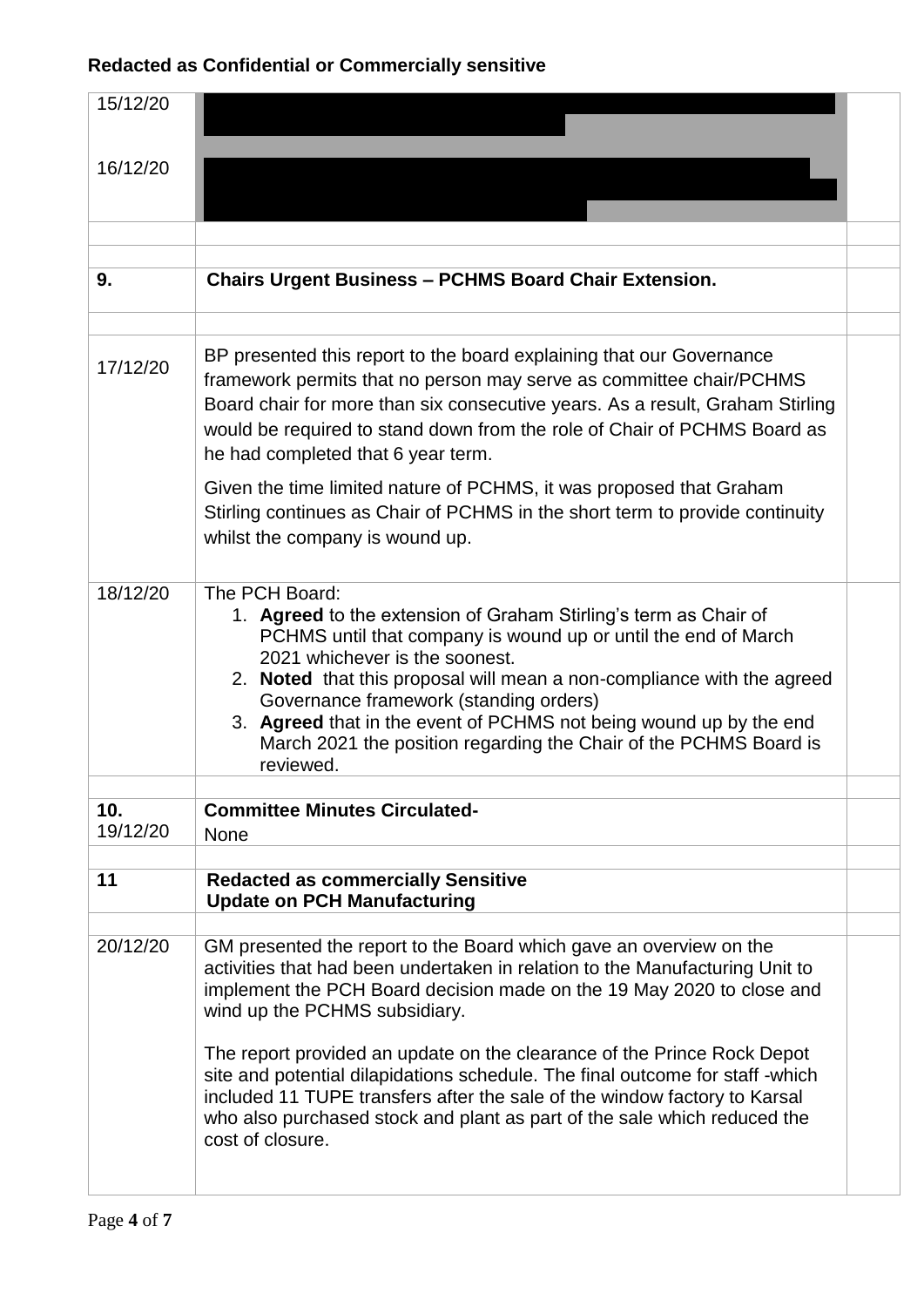**Redacted as Confidential or Commercially sensitive**

| | | |
|---|---|---|
| 15/12/20 | | |
| 16/12/20 | | |
| | | |
| | | |
| **9.** | **Chairs Urgent Business – PCHMS Board Chair Extension.** | |
| | | |
| 17/12/20 | BP presented this report to the board explaining that our Governance framework permits that no person may serve as committee chair/PCHMS Board chair for more than six consecutive years. As a result, Graham Stirling would be required to stand down from the role of Chair of PCHMS Board as he had completed that 6 year term.<br><br>Given the time limited nature of PCHMS, it was proposed that Graham Stirling continues as Chair of PCHMS in the short term to provide continuity whilst the company is wound up. | |
| 18/12/20 | The PCH Board:<br>1. **Agreed** to the extension of Graham Stirling's term as Chair of PCHMS until that company is wound up or until the end of March 2021 whichever is the soonest.<br>2. **Noted** that this proposal will mean a non-compliance with the agreed Governance framework (standing orders)<br>3. **Agreed** that in the event of PCHMS not being wound up by the end March 2021 the position regarding the Chair of the PCHMS Board is reviewed. | |
| | | |
| **10.**<br>19/12/20 | **Committee Minutes Circulated-**<br>None | |
| | | |
| **11** | **Redacted as commercially Sensitive**<br>**Update on PCH Manufacturing** | |
| | | |
| 20/12/20 | GM presented the report to the Board which gave an overview on the activities that had been undertaken in relation to the Manufacturing Unit to implement the PCH Board decision made on the 19 May 2020 to close and wind up the PCHMS subsidiary.<br><br>The report provided an update on the clearance of the Prince Rock Depot site and potential dilapidations schedule. The final outcome for staff -which included 11 TUPE transfers after the sale of the window factory to Karsal who also purchased stock and plant as part of the sale which reduced the cost of closure. | |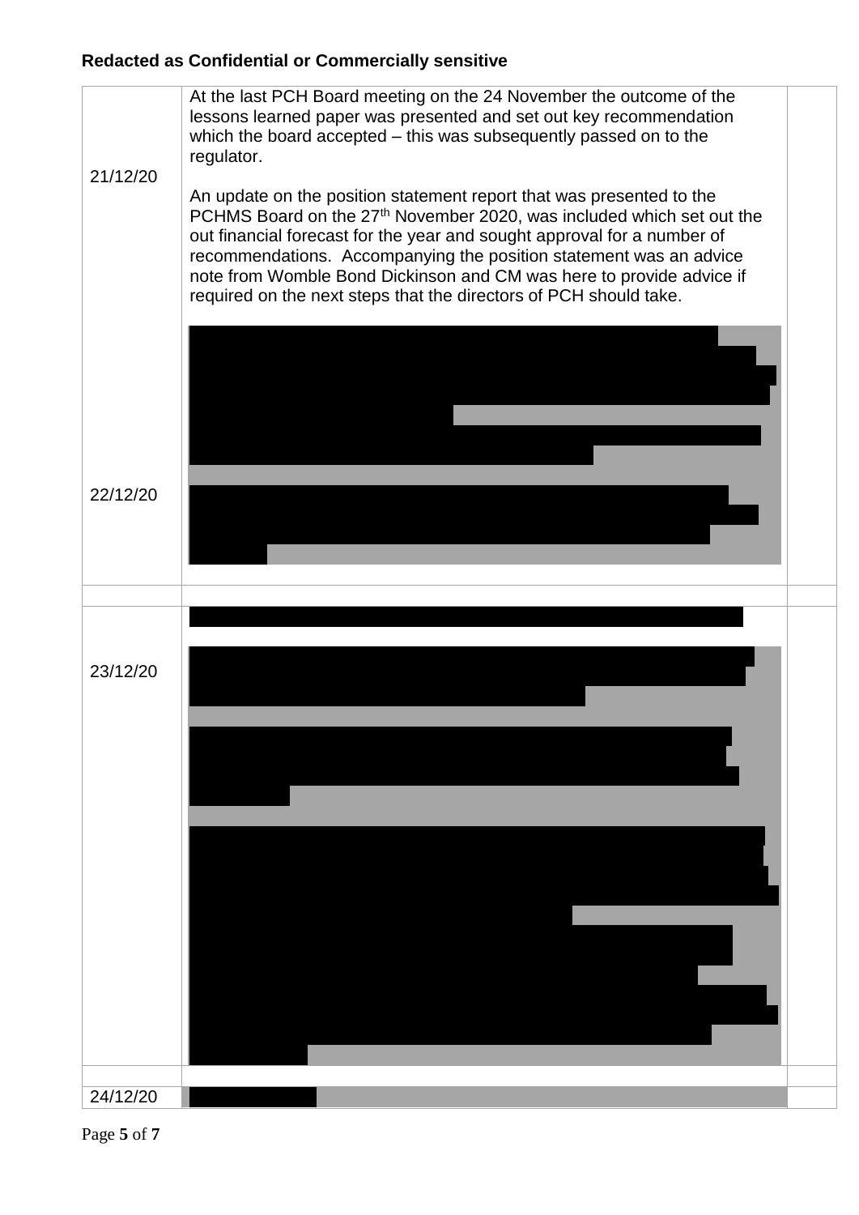**Redacted as Confidential or Commercially sensitive**

| | | |
|---|---|---|
| 21/12/20 | At the last PCH Board meeting on the 24 November the outcome of the lessons learned paper was presented and set out key recommendation which the board accepted – this was subsequently passed on to the regulator.<br><br>An update on the position statement report that was presented to the PCHMS Board on the 27th November 2020, was included which set out the out financial forecast for the year and sought approval for a number of recommendations. Accompanying the position statement was an advice note from Womble Bond Dickinson and CM was here to provide advice if required on the next steps that the directors of PCH should take. | |
| 22/12/20 | [Redacted] | |
| | | |
| 23/12/20 | [Redacted] | |
| | | |
| 24/12/20 | [Redacted] | |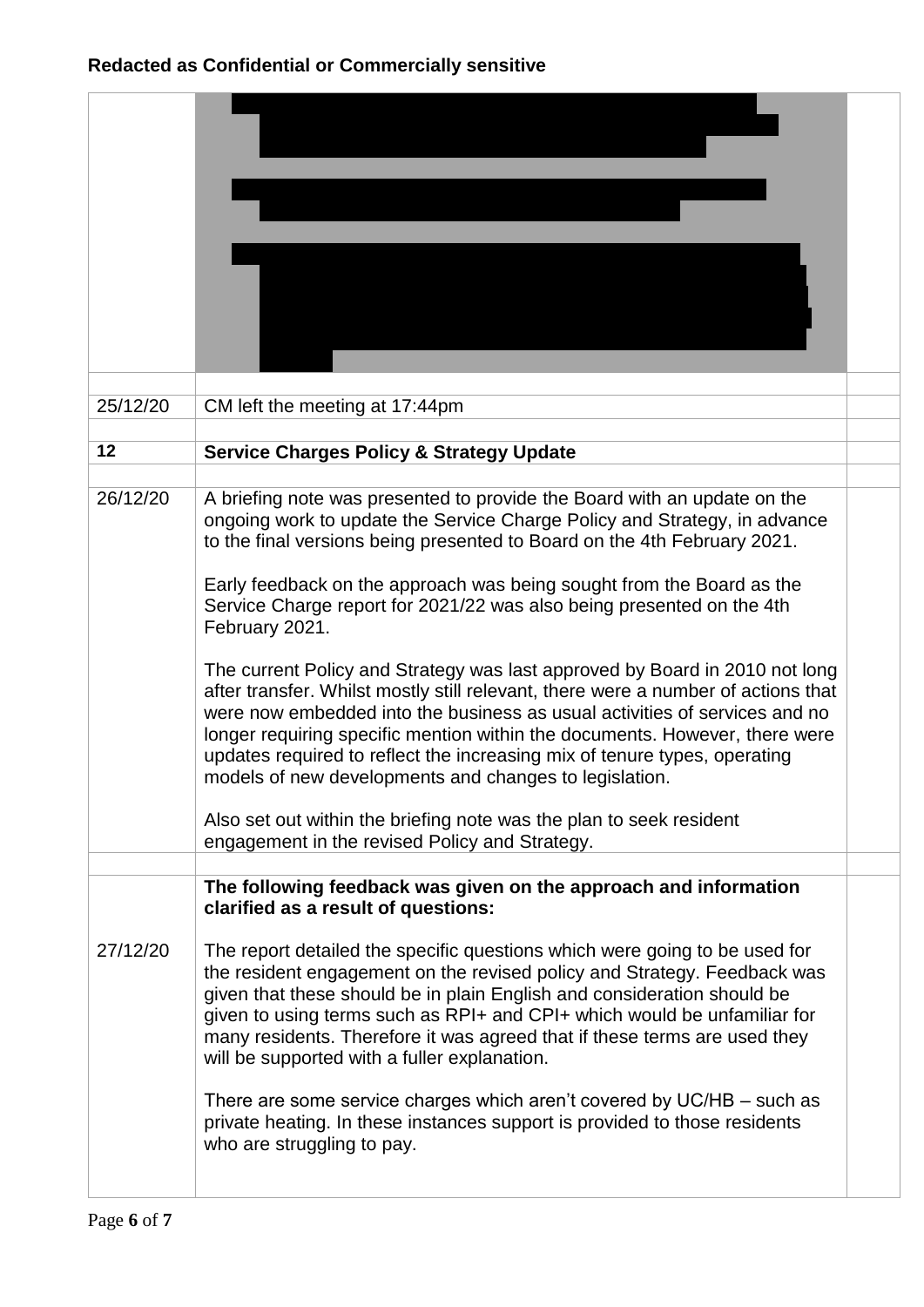**Redacted as Confidential or Commercially sensitive**

| | | |
|---|---|---|
| | [Redacted] | |
| | | |
| 25/12/20 | CM left the meeting at 17:44pm | |
| | | |
| **12** | **Service Charges Policy & Strategy Update** | |
| | | |
| 26/12/20 | A briefing note was presented to provide the Board with an update on the ongoing work to update the Service Charge Policy and Strategy, in advance to the final versions being presented to Board on the 4th February 2021.<br><br>Early feedback on the approach was being sought from the Board as the Service Charge report for 2021/22 was also being presented on the 4th February 2021.<br><br>The current Policy and Strategy was last approved by Board in 2010 not long after transfer. Whilst mostly still relevant, there were a number of actions that were now embedded into the business as usual activities of services and no longer requiring specific mention within the documents. However, there were updates required to reflect the increasing mix of tenure types, operating models of new developments and changes to legislation.<br><br>Also set out within the briefing note was the plan to seek resident engagement in the revised Policy and Strategy. | |
| | | |
| 27/12/20 | **The following feedback was given on the approach and information clarified as a result of questions:**<br><br>The report detailed the specific questions which were going to be used for the resident engagement on the revised policy and Strategy. Feedback was given that these should be in plain English and consideration should be given to using terms such as RPI+ and CPI+ which would be unfamiliar for many residents. Therefore it was agreed that if these terms are used they will be supported with a fuller explanation.<br><br>There are some service charges which aren't covered by UC/HB – such as private heating. In these instances support is provided to those residents who are struggling to pay. | |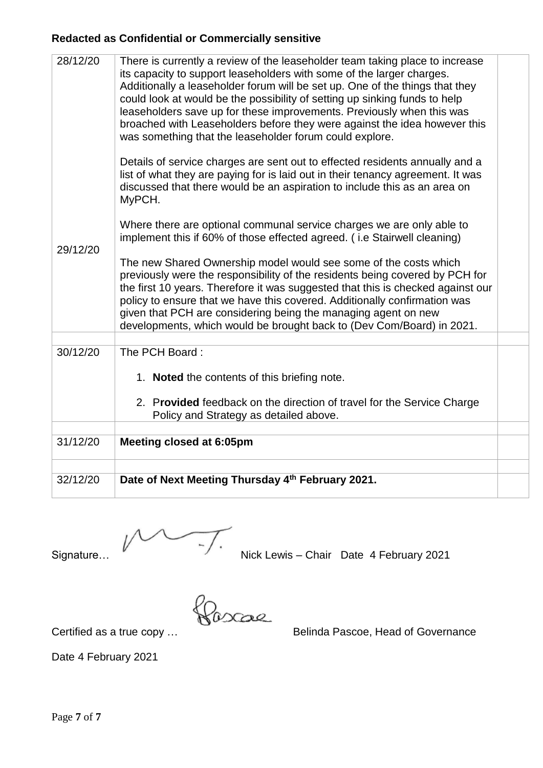**Redacted as Confidential or Commercially sensitive**

| | | |
|---|---|---|
| 28/12/20 | There is currently a review of the leaseholder team taking place to increase its capacity to support leaseholders with some of the larger charges. Additionally a leaseholder forum will be set up. One of the things that they could look at would be the possibility of setting up sinking funds to help leaseholders save up for these improvements. Previously when this was broached with Leaseholders before they were against the idea however this was something that the leaseholder forum could explore.<br><br>Details of service charges are sent out to effected residents annually and a list of what they are paying for is laid out in their tenancy agreement. It was discussed that there would be an aspiration to include this as an area on MyPCH.<br><br>Where there are optional communal service charges we are only able to implement this if 60% of those effected agreed. ( i.e Stairwell cleaning) | |
| 29/12/20 | The new Shared Ownership model would see some of the costs which previously were the responsibility of the residents being covered by PCH for the first 10 years. Therefore it was suggested that this is checked against our policy to ensure that we have this covered. Additionally confirmation was given that PCH are considering being the managing agent on new developments, which would be brought back to (Dev Com/Board) in 2021. | |
| | | |
| 30/12/20 | The PCH Board :<br><br>1. **Noted** the contents of this briefing note.<br><br>2. P**rovided** feedback on the direction of travel for the Service Charge Policy and Strategy as detailed above. | |
| | | |
| 31/12/20 | **Meeting closed at 6:05pm** | |
| | | |
| 32/12/20 | **Date of Next Meeting Thursday 4th February 2021.** | |

Signature… Nick Lewis – Chair Date 4 February 2021

Certified as a true copy … Belinda Pascoe, Head of Governance

Date 4 February 2021